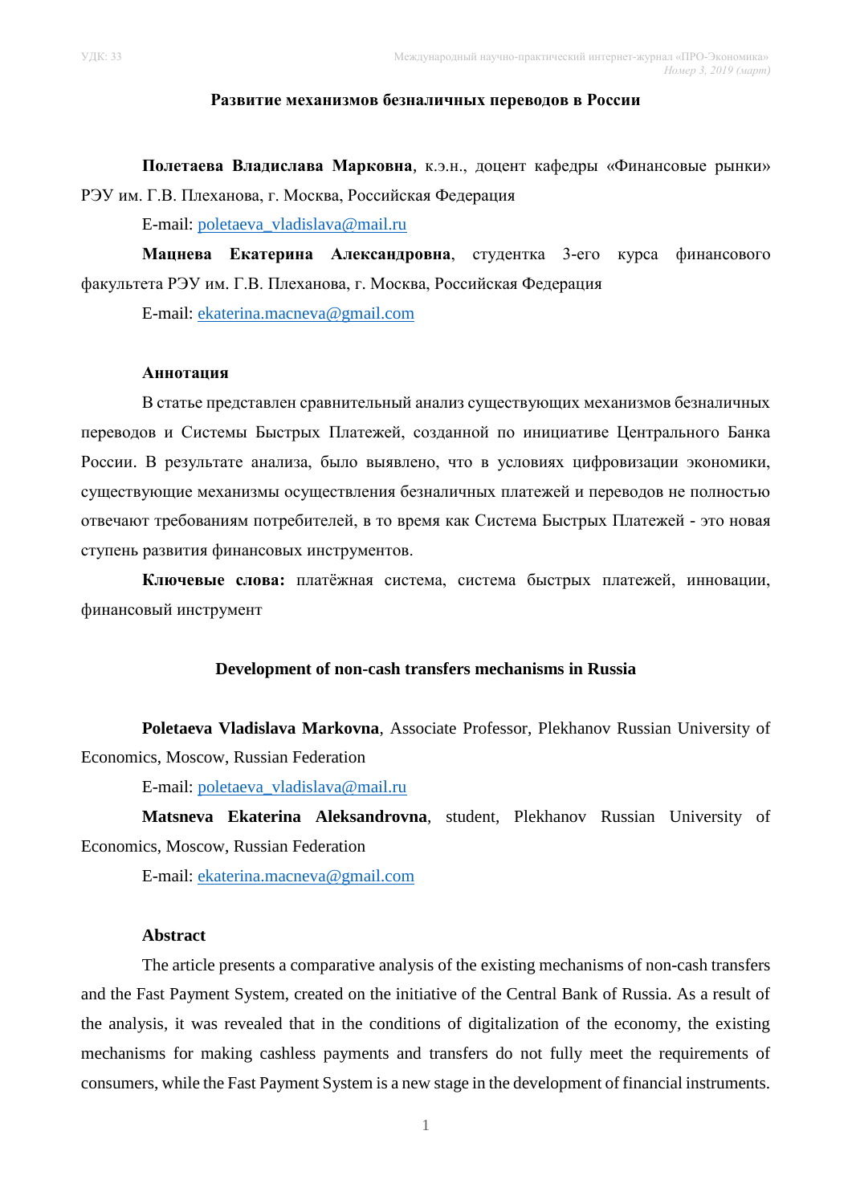УДК: 33

# Развитие механизмов безналичных переводов в России

**Полетаева Владислава Марковна**, к.э.н., доцент кафедры «Финансовые рынки» РЭУ им. Г.В. Плеханова, г. Москва, Российская Федерация

E-mail: poletaeva_vladislava@mail.ru

**Мацнева Екатерина Александровна**, студентка 3-его курса финансового факультета РЭУ им. Г.В. Плеханова, г. Москва, Российская Федерация

E-mail: ekaterina.macneva@gmail.com

**Аннотация**

В статье представлен сравнительный анализ существующих механизмов безналичных переводов и Системы Быстрых Платежей, созданной по инициативе Центрального Банка России. В результате анализа, было выявлено, что в условиях цифровизации экономики, существующие механизмы осуществления безналичных платежей и переводов не полностью отвечают требованиям потребителей, в то время как Система Быстрых Платежей - это новая ступень развития финансовых инструментов.

**Ключевые слова:** платёжная система, система быстрых платежей, инновации, финансовый инструмент

# Development of non-cash transfers mechanisms in Russia

**Poletaeva Vladislava Markovna**, Associate Professor, Plekhanov Russian University of Economics, Moscow, Russian Federation

E-mail: poletaeva_vladislava@mail.ru

**Matsneva Ekaterina Aleksandrovna**, student, Plekhanov Russian University of Economics, Moscow, Russian Federation

E-mail: ekaterina.macneva@gmail.com

**Abstract**

The article presents a comparative analysis of the existing mechanisms of non-cash transfers and the Fast Payment System, created on the initiative of the Central Bank of Russia. As a result of the analysis, it was revealed that in the conditions of digitalization of the economy, the existing mechanisms for making cashless payments and transfers do not fully meet the requirements of consumers, while the Fast Payment System is a new stage in the development of financial instruments.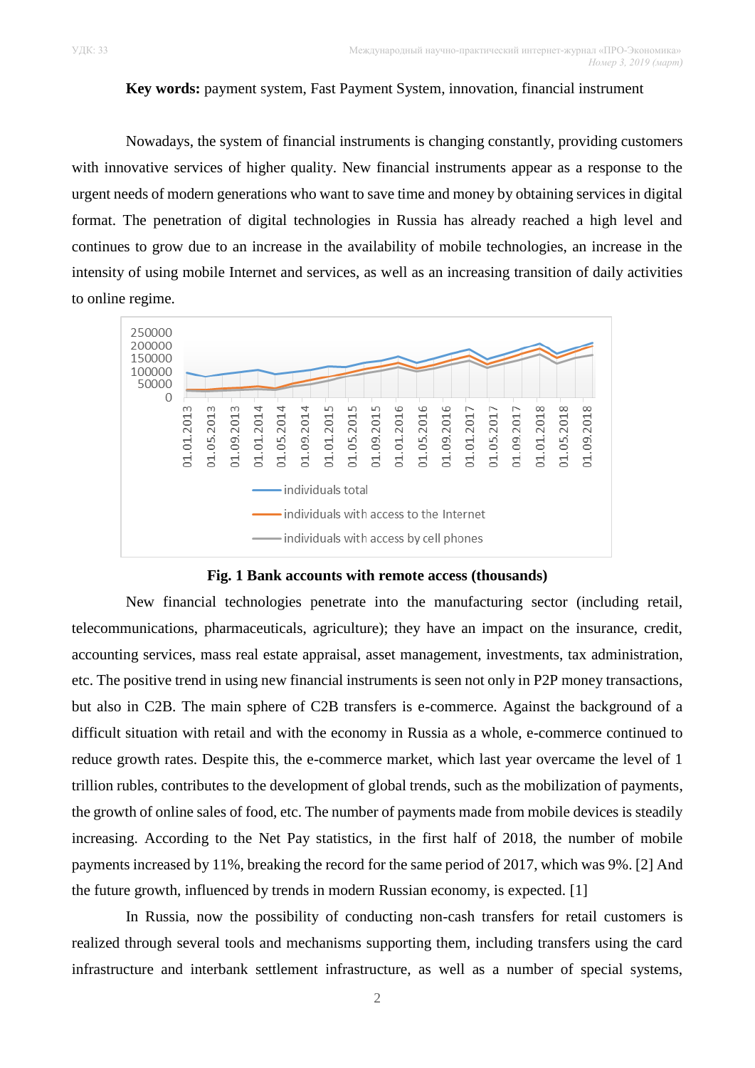**Key words:** payment system, Fast Payment System, innovation, financial instrument

Nowadays, the system of financial instruments is changing constantly, providing customers with innovative services of higher quality. New financial instruments appear as a response to the urgent needs of modern generations who want to save time and money by obtaining services in digital format. The penetration of digital technologies in Russia has already reached a high level and continues to grow due to an increase in the availability of mobile technologies, an increase in the intensity of using mobile Internet and services, as well as an increasing transition of daily activities to online regime.

**Fig. 1 Bank accounts with remote access (thousands)**

New financial technologies penetrate into the manufacturing sector (including retail, telecommunications, pharmaceuticals, agriculture); they have an impact on the insurance, credit, accounting services, mass real estate appraisal, asset management, investments, tax administration, etc. The positive trend in using new financial instruments is seen not only in P2P money transactions, but also in C2B. The main sphere of C2B transfers is e-commerce. Against the background of a difficult situation with retail and with the economy in Russia as a whole, e-commerce continued to reduce growth rates. Despite this, the e-commerce market, which last year overcame the level of 1 trillion rubles, contributes to the development of global trends, such as the mobilization of payments, the growth of online sales of food, etc. The number of payments made from mobile devices is steadily increasing. According to the Net Pay statistics, in the first half of 2018, the number of mobile payments increased by 11%, breaking the record for the same period of 2017, which was 9%. [2] And the future growth, influenced by trends in modern Russian economy, is expected. [1]

In Russia, now the possibility of conducting non-cash transfers for retail customers is realized through several tools and mechanisms supporting them, including transfers using the card infrastructure and interbank settlement infrastructure, as well as a number of special systems,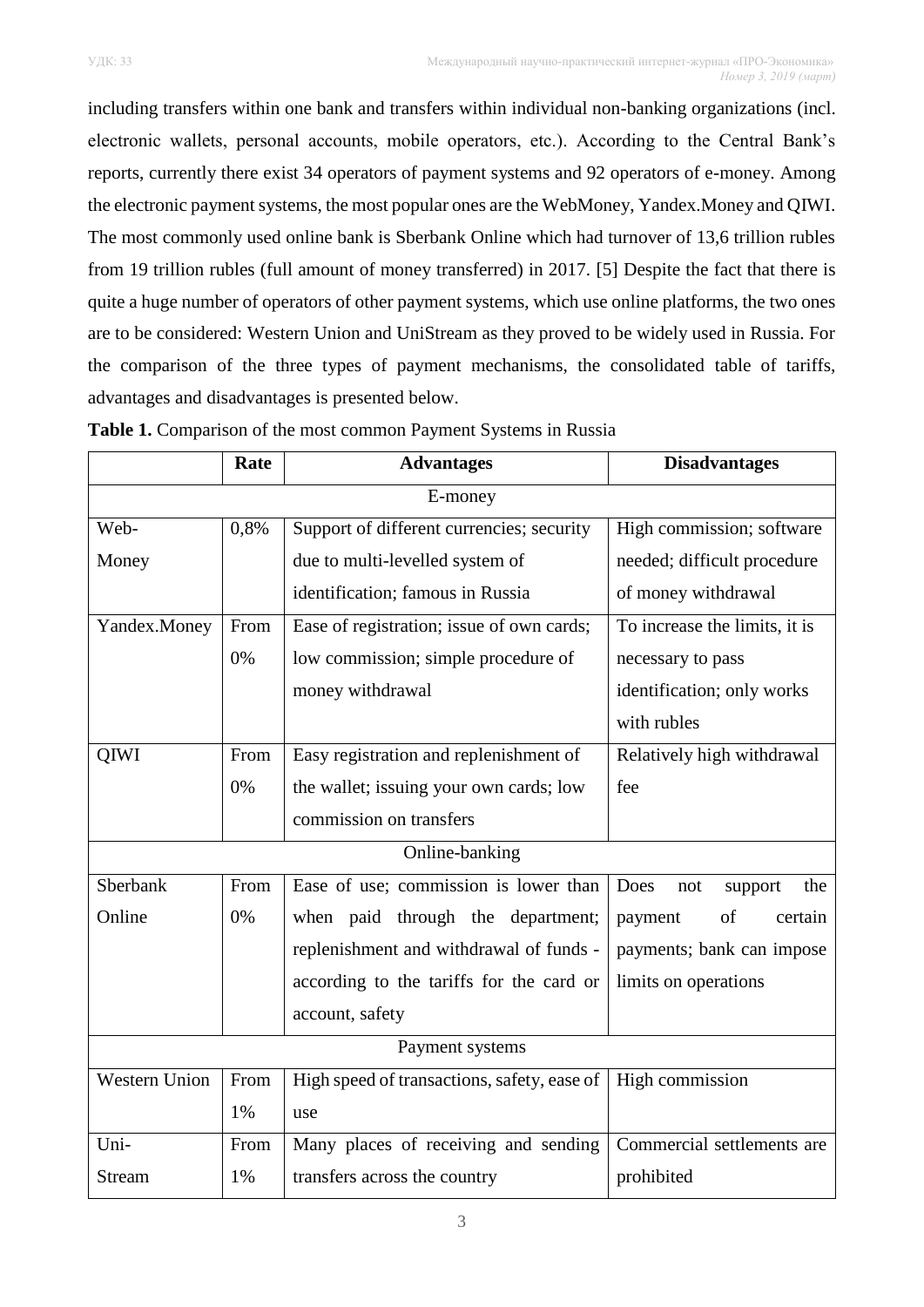including transfers within one bank and transfers within individual non-banking organizations (incl. electronic wallets, personal accounts, mobile operators, etc.). According to the Central Bank's reports, currently there exist 34 operators of payment systems and 92 operators of e-money. Among the electronic payment systems, the most popular ones are the WebMoney, Yandex.Money and QIWI. The most commonly used online bank is Sberbank Online which had turnover of 13,6 trillion rubles from 19 trillion rubles (full amount of money transferred) in 2017. [5] Despite the fact that there is quite a huge number of operators of other payment systems, which use online platforms, the two ones are to be considered: Western Union and UniStream as they proved to be widely used in Russia. For the comparison of the three types of payment mechanisms, the consolidated table of tariffs, advantages and disadvantages is presented below.

**Table 1.** Comparison of the most common Payment Systems in Russia

| | Rate | Advantages | Disadvantages |
|---|---|---|---|
| E-money | | | |
| Web-Money | 0,8% | Support of different currencies; security due to multi-levelled system of identification; famous in Russia | High commission; software needed; difficult procedure of money withdrawal |
| Yandex.Money | From 0% | Ease of registration; issue of own cards; low commission; simple procedure of money withdrawal | To increase the limits, it is necessary to pass identification; only works with rubles |
| QIWI | From 0% | Easy registration and replenishment of the wallet; issuing your own cards; low commission on transfers | Relatively high withdrawal fee |
| Online-banking | | | |
| Sberbank Online | From 0% | Ease of use; commission is lower than when paid through the department; replenishment and withdrawal of funds - according to the tariffs for the card or account, safety | Does not support the payment of certain payments; bank can impose limits on operations |
| Payment systems | | | |
| Western Union | From 1% | High speed of transactions, safety, ease of use | High commission |
| Uni-Stream | From 1% | Many places of receiving and sending transfers across the country | Commercial settlements are prohibited |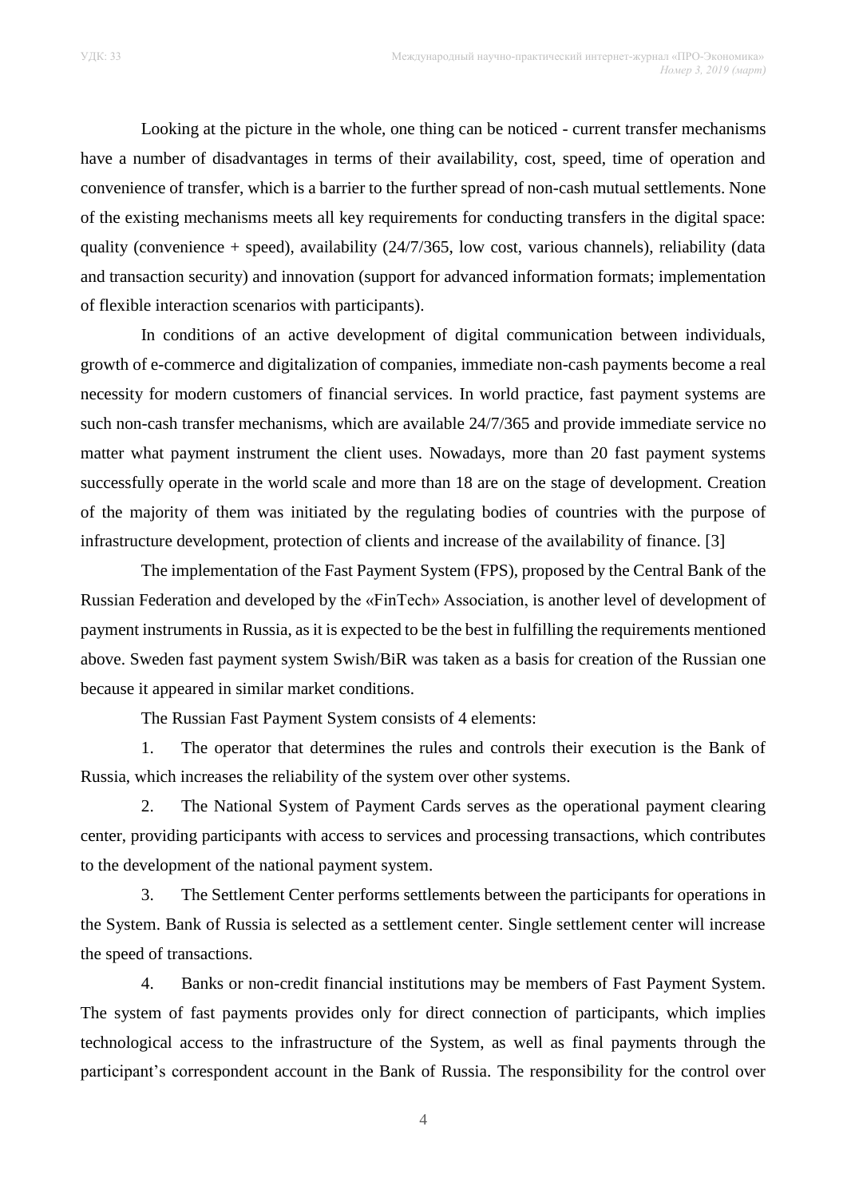Looking at the picture in the whole, one thing can be noticed - current transfer mechanisms have a number of disadvantages in terms of their availability, cost, speed, time of operation and convenience of transfer, which is a barrier to the further spread of non-cash mutual settlements. None of the existing mechanisms meets all key requirements for conducting transfers in the digital space: quality (convenience + speed), availability (24/7/365, low cost, various channels), reliability (data and transaction security) and innovation (support for advanced information formats; implementation of flexible interaction scenarios with participants).

In conditions of an active development of digital communication between individuals, growth of e-commerce and digitalization of companies, immediate non-cash payments become a real necessity for modern customers of financial services. In world practice, fast payment systems are such non-cash transfer mechanisms, which are available 24/7/365 and provide immediate service no matter what payment instrument the client uses. Nowadays, more than 20 fast payment systems successfully operate in the world scale and more than 18 are on the stage of development. Creation of the majority of them was initiated by the regulating bodies of countries with the purpose of infrastructure development, protection of clients and increase of the availability of finance. [3]

The implementation of the Fast Payment System (FPS), proposed by the Central Bank of the Russian Federation and developed by the «FinTech» Association, is another level of development of payment instruments in Russia, as it is expected to be the best in fulfilling the requirements mentioned above. Sweden fast payment system Swish/BiR was taken as a basis for creation of the Russian one because it appeared in similar market conditions.

The Russian Fast Payment System consists of 4 elements:

1. The operator that determines the rules and controls their execution is the Bank of Russia, which increases the reliability of the system over other systems.
2. The National System of Payment Cards serves as the operational payment clearing center, providing participants with access to services and processing transactions, which contributes to the development of the national payment system.
3. The Settlement Center performs settlements between the participants for operations in the System. Bank of Russia is selected as a settlement center. Single settlement center will increase the speed of transactions.
4. Banks or non-credit financial institutions may be members of Fast Payment System. The system of fast payments provides only for direct connection of participants, which implies technological access to the infrastructure of the System, as well as final payments through the participant's correspondent account in the Bank of Russia. The responsibility for the control over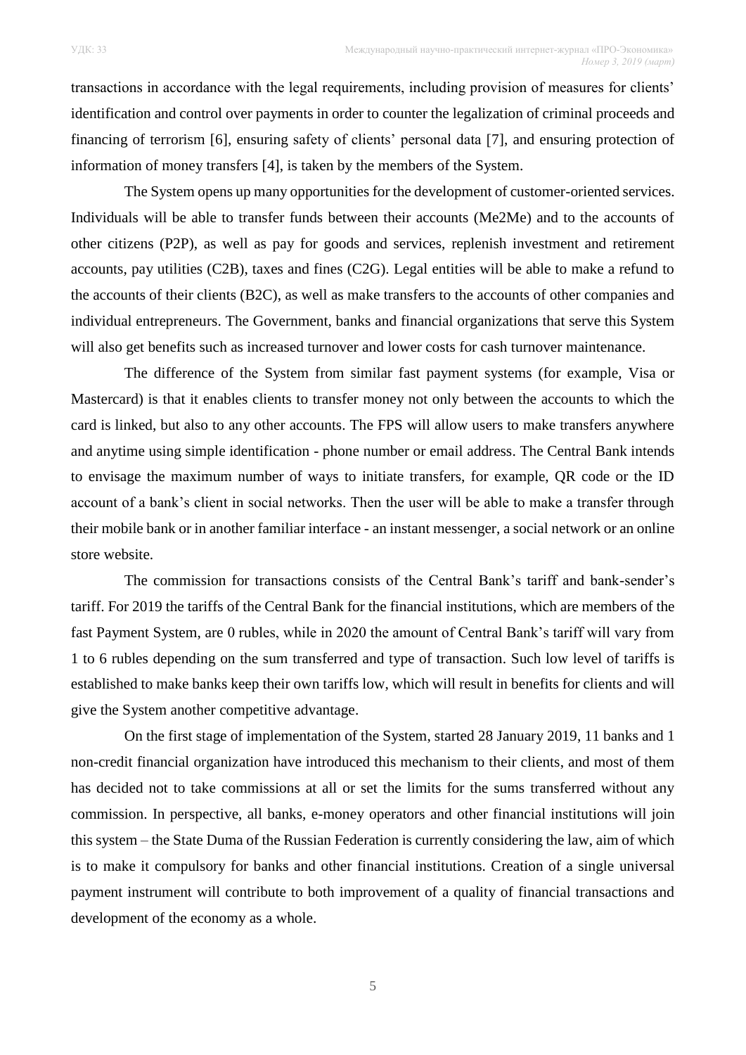transactions in accordance with the legal requirements, including provision of measures for clients' identification and control over payments in order to counter the legalization of criminal proceeds and financing of terrorism [6], ensuring safety of clients' personal data [7], and ensuring protection of information of money transfers [4], is taken by the members of the System.

The System opens up many opportunities for the development of customer-oriented services. Individuals will be able to transfer funds between their accounts (Me2Me) and to the accounts of other citizens (P2P), as well as pay for goods and services, replenish investment and retirement accounts, pay utilities (C2B), taxes and fines (C2G). Legal entities will be able to make a refund to the accounts of their clients (B2C), as well as make transfers to the accounts of other companies and individual entrepreneurs. The Government, banks and financial organizations that serve this System will also get benefits such as increased turnover and lower costs for cash turnover maintenance.

The difference of the System from similar fast payment systems (for example, Visa or Mastercard) is that it enables clients to transfer money not only between the accounts to which the card is linked, but also to any other accounts. The FPS will allow users to make transfers anywhere and anytime using simple identification - phone number or email address. The Central Bank intends to envisage the maximum number of ways to initiate transfers, for example, QR code or the ID account of a bank's client in social networks. Then the user will be able to make a transfer through their mobile bank or in another familiar interface - an instant messenger, a social network or an online store website.

The commission for transactions consists of the Central Bank's tariff and bank-sender's tariff. For 2019 the tariffs of the Central Bank for the financial institutions, which are members of the fast Payment System, are 0 rubles, while in 2020 the amount of Central Bank's tariff will vary from 1 to 6 rubles depending on the sum transferred and type of transaction. Such low level of tariffs is established to make banks keep their own tariffs low, which will result in benefits for clients and will give the System another competitive advantage.

On the first stage of implementation of the System, started 28 January 2019, 11 banks and 1 non-credit financial organization have introduced this mechanism to their clients, and most of them has decided not to take commissions at all or set the limits for the sums transferred without any commission. In perspective, all banks, e-money operators and other financial institutions will join this system – the State Duma of the Russian Federation is currently considering the law, aim of which is to make it compulsory for banks and other financial institutions. Creation of a single universal payment instrument will contribute to both improvement of a quality of financial transactions and development of the economy as a whole.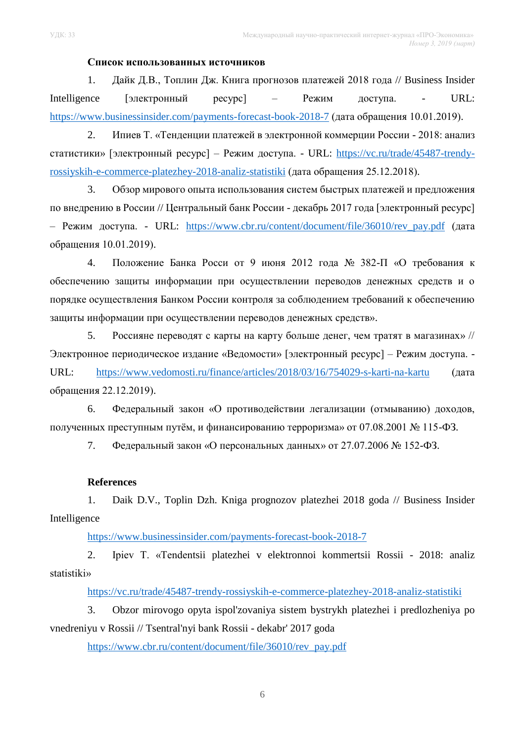**Список использованных источников**

1. Дайк Д.В., Топлин Дж. Книга прогнозов платежей 2018 года // Business Insider Intelligence [электронный ресурс] – Режим доступа. - URL: https://www.businessinsider.com/payments-forecast-book-2018-7 (дата обращения 10.01.2019).

2. Ипиев Т. «Тенденции платежей в электронной коммерции России - 2018: анализ статистики» [электронный ресурс] – Режим доступа. - URL: https://vc.ru/trade/45487-trendy-rossiyskih-e-commerce-platezhey-2018-analiz-statistiki (дата обращения 25.12.2018).

3. Обзор мирового опыта использования систем быстрых платежей и предложения по внедрению в России // Центральный банк России - декабрь 2017 года [электронный ресурс] – Режим доступа. - URL: https://www.cbr.ru/content/document/file/36010/rev_pay.pdf (дата обращения 10.01.2019).

4. Положение Банка Росси от 9 июня 2012 года № 382-П «О требования к обеспечению защиты информации при осуществлении переводов денежных средств и о порядке осуществления Банком России контроля за соблюдением требований к обеспечению защиты информации при осуществлении переводов денежных средств».

5. Россияне переводят с карты на карту больше денег, чем тратят в магазинах» // Электронное периодическое издание «Ведомости» [электронный ресурс] – Режим доступа. - URL: https://www.vedomosti.ru/finance/articles/2018/03/16/754029-s-karti-na-kartu (дата обращения 22.12.2019).

6. Федеральный закон «О противодействии легализации (отмыванию) доходов, полученных преступным путём, и финансированию терроризма» от 07.08.2001 № 115-ФЗ.

7. Федеральный закон «О персональных данных» от 27.07.2006 № 152-ФЗ.

**References**

1. Daik D.V., Toplin Dzh. Kniga prognozov platezhei 2018 goda // Business Insider Intelligence
https://www.businessinsider.com/payments-forecast-book-2018-7

2. Ipiev T. «Tendentsii platezhei v elektronnoi kommertsii Rossii - 2018: analiz statistiki»
https://vc.ru/trade/45487-trendy-rossiyskih-e-commerce-platezhey-2018-analiz-statistiki

3. Obzor mirovogo opyta ispol'zovaniya sistem bystrykh platezhei i predlozheniya po vnedreniyu v Rossii // Tsentral'nyi bank Rossii - dekabr' 2017 goda
https://www.cbr.ru/content/document/file/36010/rev_pay.pdf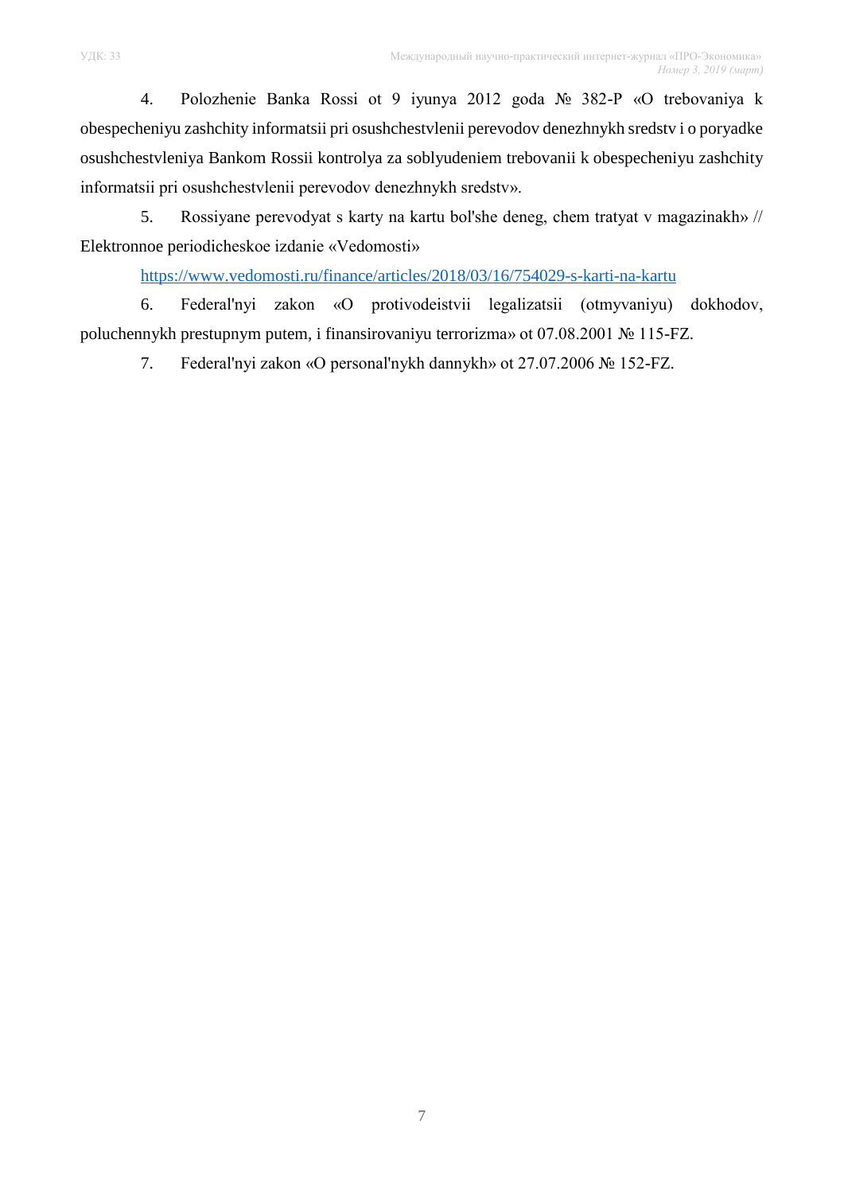4. Polozhenie Banka Rossi ot 9 iyunya 2012 goda № 382-P «O trebovaniya k obespecheniyu zashchity informatsii pri osushchestvlenii perevodov denezhnykh sredstv i o poryadke osushchestvleniya Bankom Rossii kontrolya za soblyudeniem trebovanii k obespecheniyu zashchity informatsii pri osushchestvlenii perevodov denezhnykh sredstv».

5. Rossiyane perevodyat s karty na kartu bol'she deneg, chem tratyat v magazinakh» // Elektronnoe periodicheskoe izdanie «Vedomosti» https://www.vedomosti.ru/finance/articles/2018/03/16/754029-s-karti-na-kartu

6. Federal'nyi zakon «O protivodeistvii legalizatsii (otmyvaniyu) dokhodov, poluchennykh prestupnym putem, i finansirovaniyu terrorizma» ot 07.08.2001 № 115-FZ.

7. Federal'nyi zakon «O personal'nykh dannykh» ot 27.07.2006 № 152-FZ.